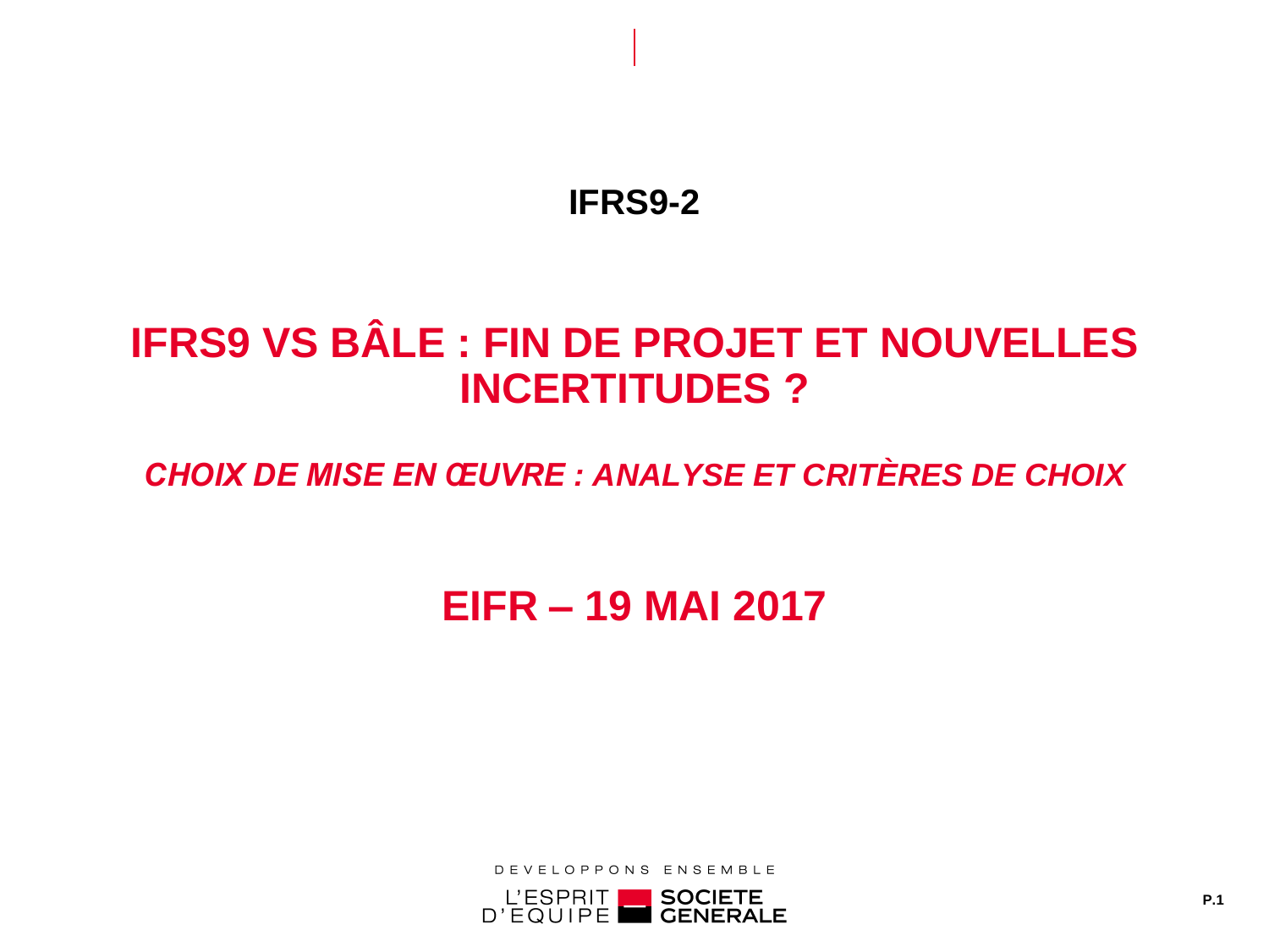**IFRS9-2**

# IFRS9 VS BÂLE : FIN DE PROJET ET NOUVELLES INCERTITUDES ?

## *CHOIX DE MISE EN ŒUVRE : ANALYSE ET CRITÈRES DE CHOIX*

## EIFR – 19 MAI 2017

DEVELOPPONS ENSEMBLE

L'ESPRIT D'EQUIPE SOCIETE GENERALE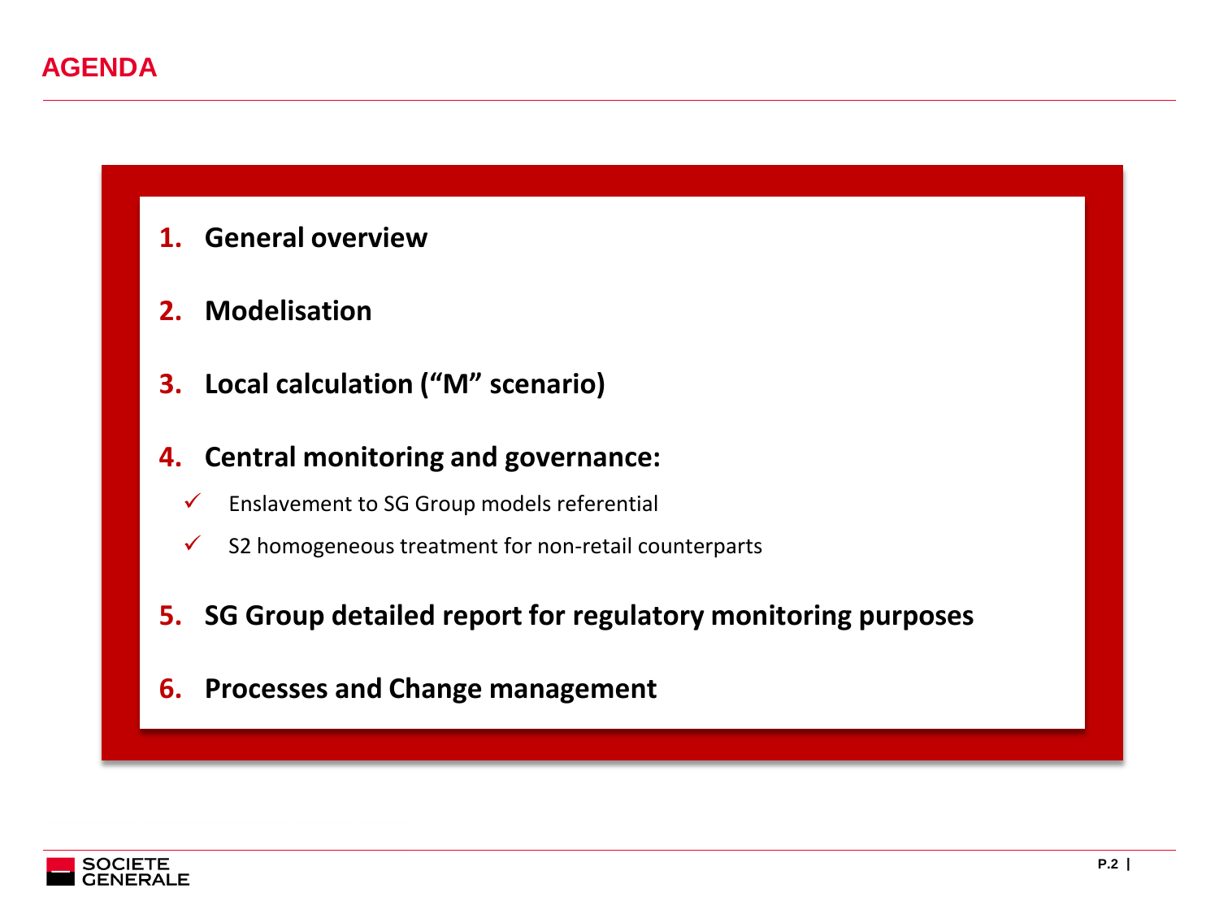# AGENDA

1. **General overview**

2. **Modelisation**

3. **Local calculation ("M" scenario)**

4. **Central monitoring and governance:**
   - ✓ Enslavement to SG Group models referential
   - ✓ S2 homogeneous treatment for non-retail counterparts

5. **SG Group detailed report for regulatory monitoring purposes**

6. **Processes and Change management**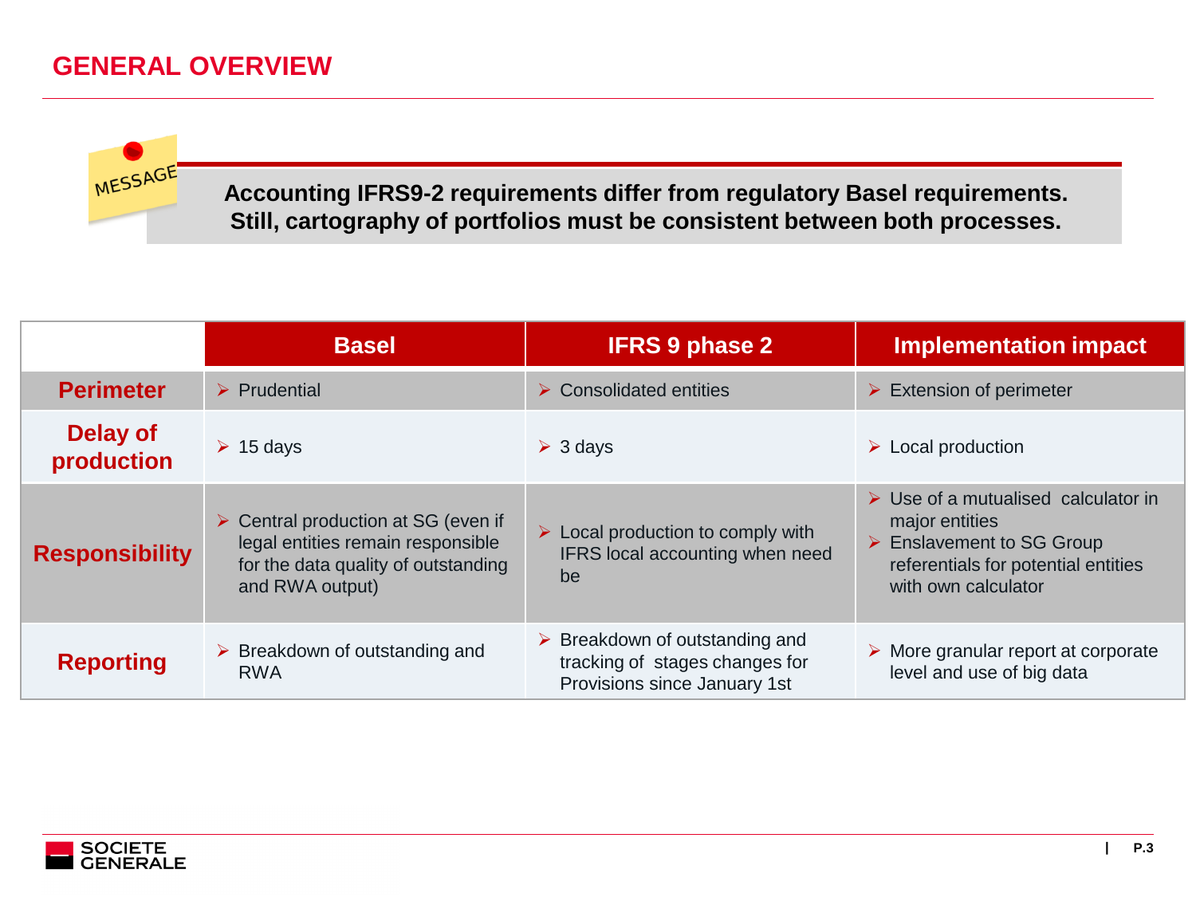# GENERAL OVERVIEW

MESSAGE

**Accounting IFRS9-2 requirements differ from regulatory Basel requirements. Still, cartography of portfolios must be consistent between both processes.**

| | Basel | IFRS 9 phase 2 | Implementation impact |
|---|---|---|---|
| **Perimeter** | ➢ Prudential | ➢ Consolidated entities | ➢ Extension of perimeter |
| **Delay of production** | ➢ 15 days | ➢ 3 days | ➢ Local production |
| **Responsibility** | ➢ Central production at SG (even if legal entities remain responsible for the data quality of outstanding and RWA output) | ➢ Local production to comply with IFRS local accounting when need be | ➢ Use of a mutualised calculator in major entities<br>➢ Enslavement to SG Group referentials for potential entities with own calculator |
| **Reporting** | ➢ Breakdown of outstanding and RWA | ➢ Breakdown of outstanding and tracking of stages changes for Provisions since January 1st | ➢ More granular report at corporate level and use of big data |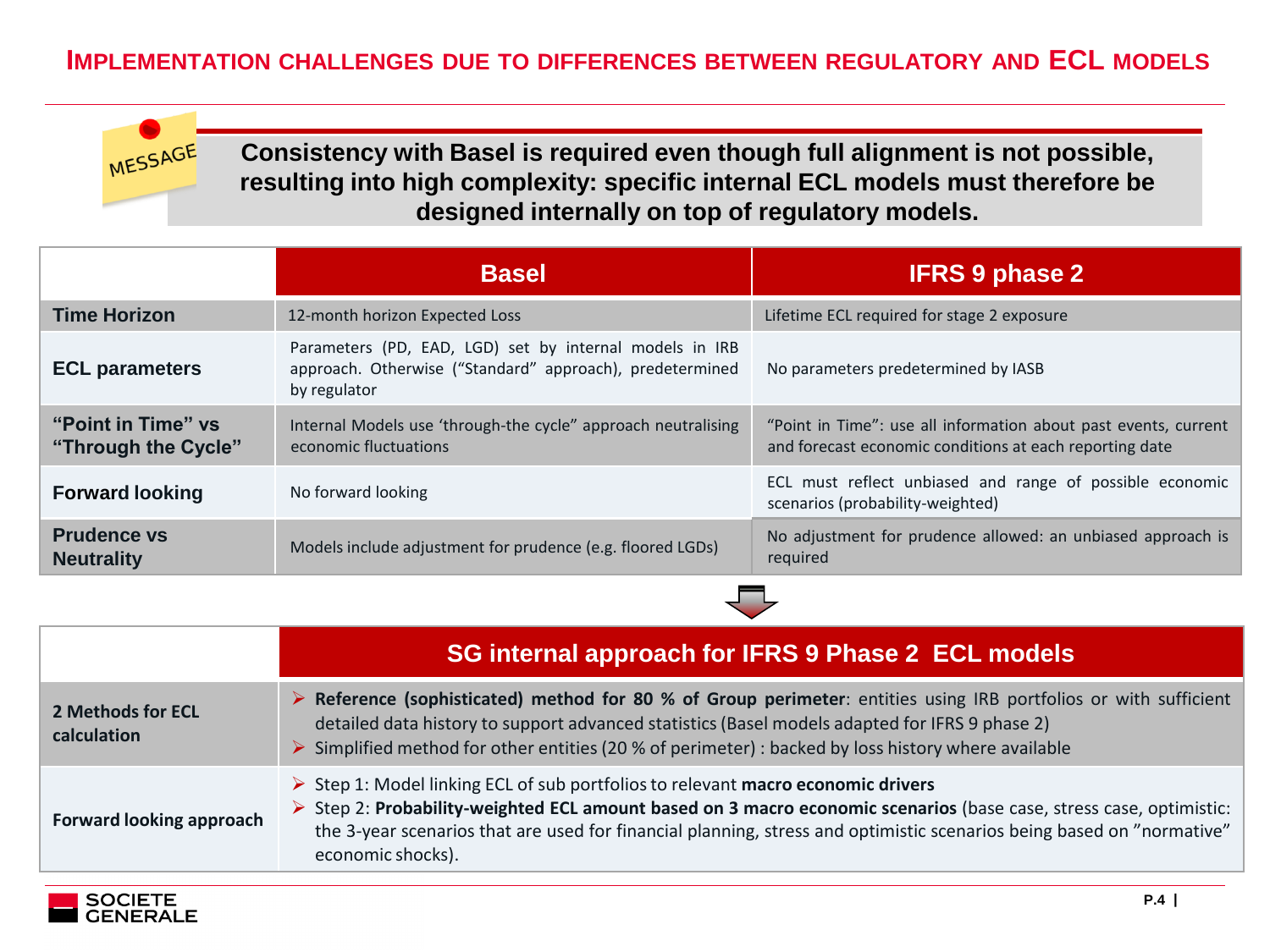# IMPLEMENTATION CHALLENGES DUE TO DIFFERENCES BETWEEN REGULATORY AND ECL MODELS

MESSAGE

**Consistency with Basel is required even though full alignment is not possible, resulting into high complexity: specific internal ECL models must therefore be designed internally on top of regulatory models.**

| | Basel | IFRS 9 phase 2 |
|---|---|---|
| **Time Horizon** | 12-month horizon Expected Loss | Lifetime ECL required for stage 2 exposure |
| **ECL parameters** | Parameters (PD, EAD, LGD) set by internal models in IRB approach. Otherwise ("Standard" approach), predetermined by regulator | No parameters predetermined by IASB |
| **"Point in Time" vs "Through the Cycle"** | Internal Models use 'through-the cycle" approach neutralising economic fluctuations | "Point in Time": use all information about past events, current and forecast economic conditions at each reporting date |
| **Forward looking** | No forward looking | ECL must reflect unbiased and range of possible economic scenarios (probability-weighted) |
| **Prudence vs Neutrality** | Models include adjustment for prudence (e.g. floored LGDs) | No adjustment for prudence allowed: an unbiased approach is required |

| | SG internal approach for IFRS 9 Phase 2 ECL models |
|---|---|
| **2 Methods for ECL calculation** | ➢ **Reference (sophisticated) method for 80 % of Group perimeter**: entities using IRB portfolios or with sufficient detailed data history to support advanced statistics (Basel models adapted for IFRS 9 phase 2)<br>➢ Simplified method for other entities (20 % of perimeter) : backed by loss history where available |
| **Forward looking approach** | ➢ Step 1: Model linking ECL of sub portfolios to relevant **macro economic drivers**<br>➢ Step 2: **Probability-weighted ECL amount based on 3 macro economic scenarios** (base case, stress case, optimistic: the 3-year scenarios that are used for financial planning, stress and optimistic scenarios being based on "normative" economic shocks). |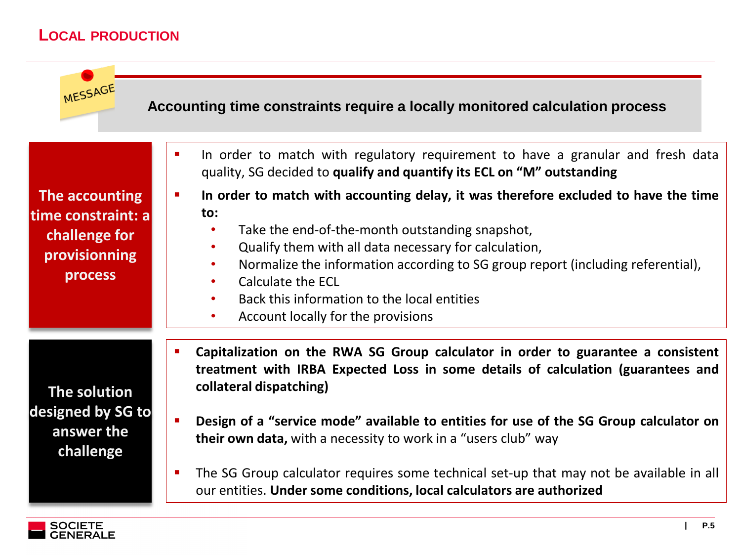# LOCAL PRODUCTION

MESSAGE

**Accounting time constraints require a locally monitored calculation process**

## The accounting time constraint: a challenge for provisioning process

- In order to match with regulatory requirement to have a granular and fresh data quality, SG decided to **qualify and quantify its ECL on "M" outstanding**
- **In order to match with accounting delay, it was therefore excluded to have the time to:**
  - Take the end-of-the-month outstanding snapshot,
  - Qualify them with all data necessary for calculation,
  - Normalize the information according to SG group report (including referential),
  - Calculate the ECL
  - Back this information to the local entities
  - Account locally for the provisions

## The solution designed by SG to answer the challenge

- **Capitalization on the RWA SG Group calculator in order to guarantee a consistent treatment with IRBA Expected Loss in some details of calculation (guarantees and collateral dispatching)**
- **Design of a "service mode" available to entities for use of the SG Group calculator on their own data,** with a necessity to work in a "users club" way
- The SG Group calculator requires some technical set-up that may not be available in all our entities. **Under some conditions, local calculators are authorized**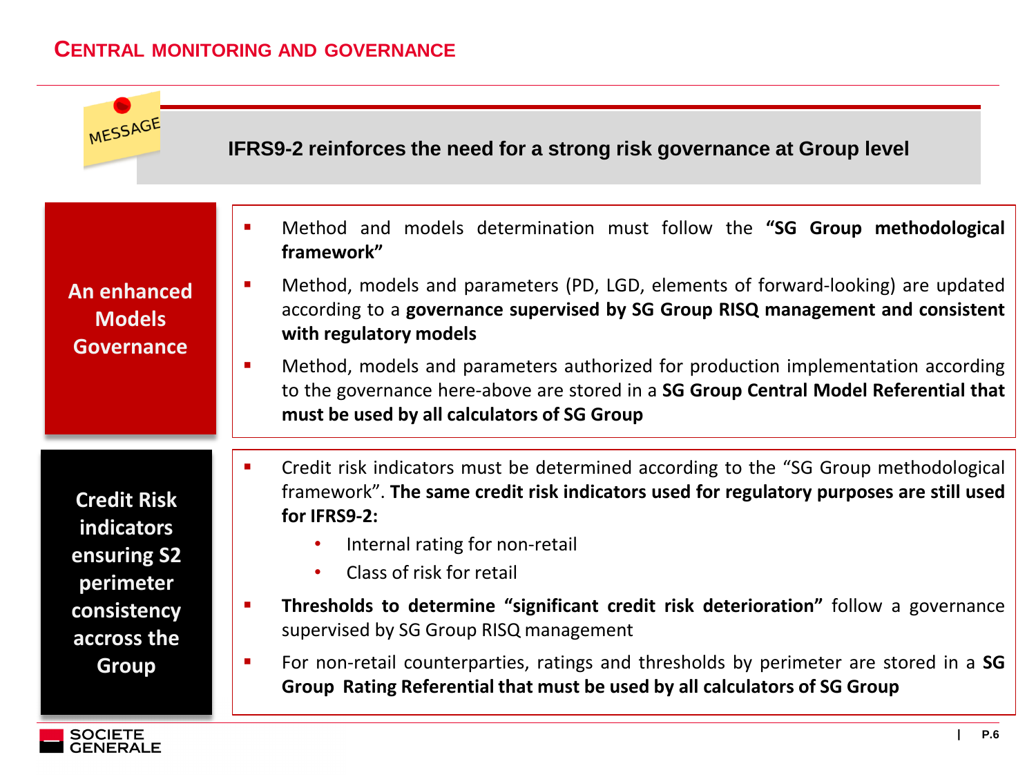## CENTRAL MONITORING AND GOVERNANCE

MESSAGE

**IFRS9-2 reinforces the need for a strong risk governance at Group level**

### An enhanced Models Governance

- Method and models determination must follow the **“SG Group methodological framework”**
- Method, models and parameters (PD, LGD, elements of forward-looking) are updated according to a **governance supervised by SG Group RISQ management and consistent with regulatory models**
- Method, models and parameters authorized for production implementation according to the governance here-above are stored in a **SG Group Central Model Referential that must be used by all calculators of SG Group**

### Credit Risk indicators ensuring S2 perimeter consistency accross the Group

- Credit risk indicators must be determined according to the “SG Group methodological framework”. **The same credit risk indicators used for regulatory purposes are still used for IFRS9-2:**
  - Internal rating for non-retail
  - Class of risk for retail
- **Thresholds to determine “significant credit risk deterioration”** follow a governance supervised by SG Group RISQ management
- For non-retail counterparties, ratings and thresholds by perimeter are stored in a **SG Group Rating Referential that must be used by all calculators of SG Group**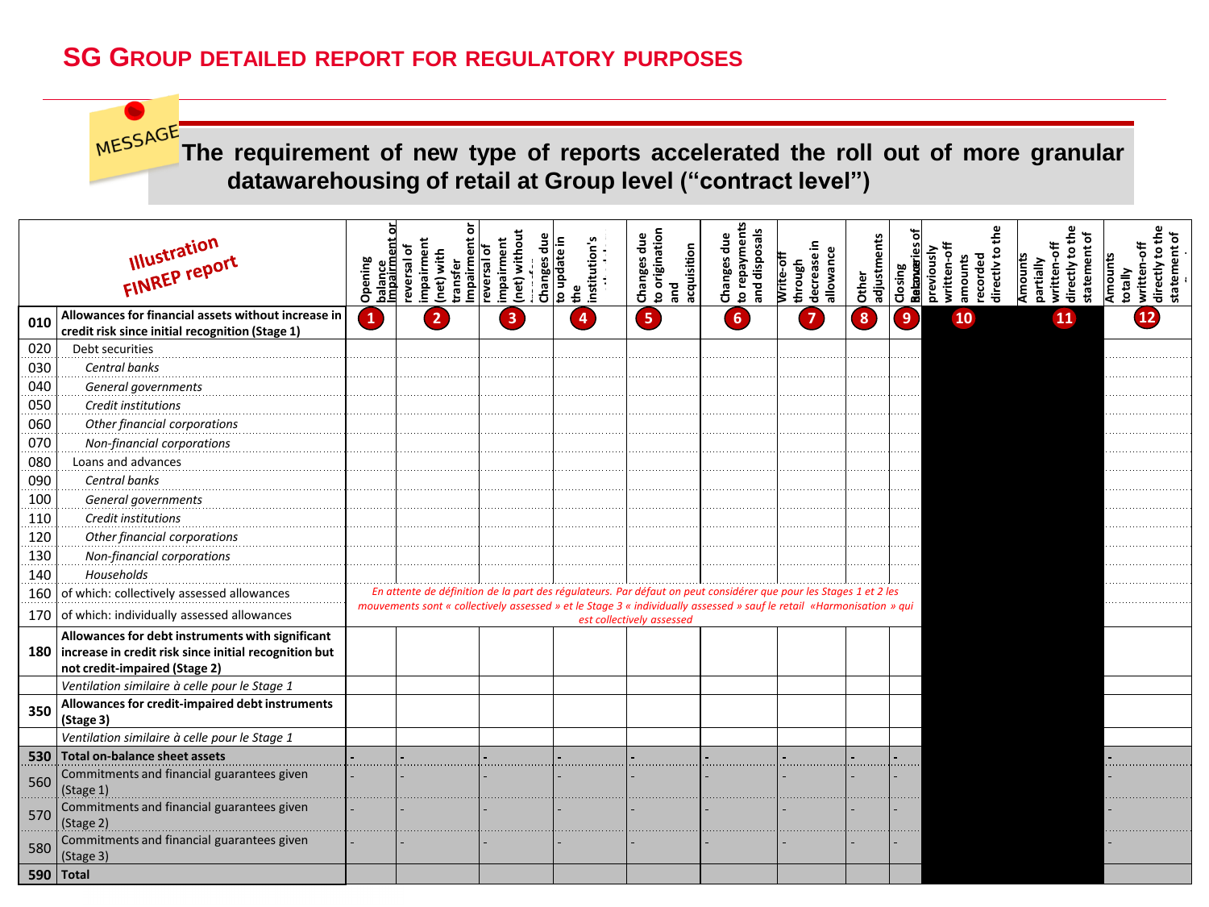# SG GROUP DETAILED REPORT FOR REGULATORY PURPOSES

MESSAGE

**The requirement of new type of reports accelerated the roll out of more granular datawarehousing of retail at Group level ("contract level")**

*Illustration FINREP report*

| | | Opening balance Impairment or | reversal of impairment (net) with transfer | Impairment or reversal of impairment (net) without transfer | Changes due to update in the institution's | Changes due to origination and acquisition | Changes due to repayments and disposals | Write-off through decrease in allowance | Other adjustments | Closing balances | Recoveries of previously written-off amounts recorded directly to the | Amounts partially written-off directly to the statement of | Amounts totally written-off directly to the statement of |
|---|---|---|---|---|---|---|---|---|---|---|---|---|---|
| **010** | **Allowances for financial assets without increase in credit risk since initial recognition (Stage 1)** | 1 | 2 | 3 | 4 | 5 | 6 | 7 | 8 | 9 | 10 | 11 | 12 |
| 020 | Debt securities | | | | | | | | | | | | |
| 030 | *Central banks* | | | | | | | | | | | | |
| 040 | *General governments* | | | | | | | | | | | | |
| 050 | *Credit institutions* | | | | | | | | | | | | |
| 060 | *Other financial corporations* | | | | | | | | | | | | |
| 070 | *Non-financial corporations* | | | | | | | | | | | | |
| 080 | Loans and advances | | | | | | | | | | | | |
| 090 | *Central banks* | | | | | | | | | | | | |
| 100 | *General governments* | | | | | | | | | | | | |
| 110 | *Credit institutions* | | | | | | | | | | | | |
| 120 | *Other financial corporations* | | | | | | | | | | | | |
| 130 | *Non-financial corporations* | | | | | | | | | | | | |
| 140 | *Households* | | | | | | | | | | | | |
| 160 | of which: collectively assessed allowances | *En attente de définition de la part des régulateurs. Par défaut on peut considérer que pour les Stages 1 et 2 les mouvements sont « collectively assessed » et le Stage 3 « individually assessed » sauf le retail «Harmonisation » qui est collectively assessed* | | | | | | | | | | | |
| 170 | of which: individually assessed allowances | | | | | | | | | | | | |
| **180** | **Allowances for debt instruments with significant increase in credit risk since initial recognition but not credit-impaired (Stage 2)** | | | | | | | | | | | | |
| | *Ventilation similaire à celle pour le Stage 1* | | | | | | | | | | | | |
| **350** | **Allowances for credit-impaired debt instruments (Stage 3)** | | | | | | | | | | | | |
| | *Ventilation similaire à celle pour le Stage 1* | | | | | | | | | | | | |
| **530** | **Total on-balance sheet assets** | - | - | - | - | - | - | - | - | - | | | - |
| 560 | Commitments and financial guarantees given (Stage 1) | - | - | - | - | - | - | - | - | - | | | - |
| 570 | Commitments and financial guarantees given (Stage 2) | - | - | - | - | - | - | - | - | - | | | - |
| 580 | Commitments and financial guarantees given (Stage 3) | - | - | - | - | - | - | - | - | - | | | - |
| **590** | **Total** | | | | | | | | | | | | |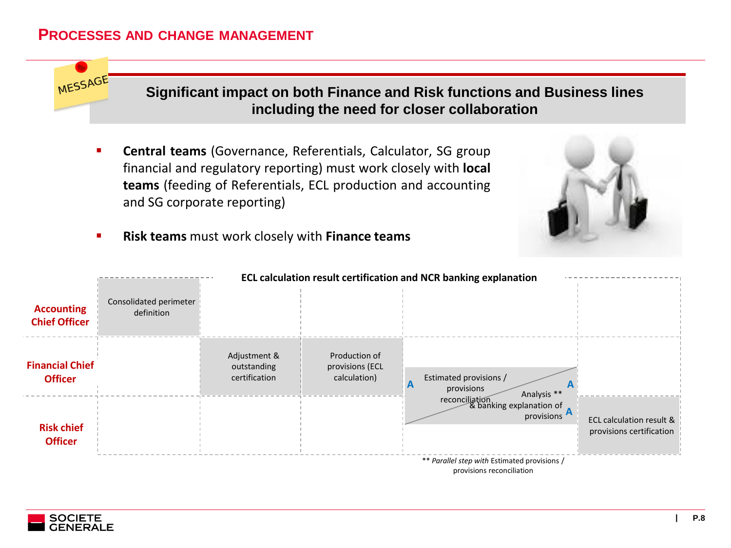# PROCESSES AND CHANGE MANAGEMENT

MESSAGE

**Significant impact on both Finance and Risk functions and Business lines including the need for closer collaboration**

- **Central teams** (Governance, Referentials, Calculator, SG group financial and regulatory reporting) must work closely with **local teams** (feeding of Referentials, ECL production and accounting and SG corporate reporting)
- **Risk teams** must work closely with **Finance teams**

**ECL calculation result certification and NCR banking explanation**

| | | | | | |
|---|---|---|---|---|---|
| **Accounting Chief Officer** | Consolidated perimeter definition | | | | |
| **Financial Chief Officer** | | Adjustment & outstanding certification | Production of provisions (ECL calculation) | A Estimated provisions / provisions reconciliation A | |
| **Risk chief Officer** | | | | Analysis ** & banking explanation of provisions A | ECL calculation result & provisions certification |

** *Parallel step with* Estimated provisions / provisions reconciliation